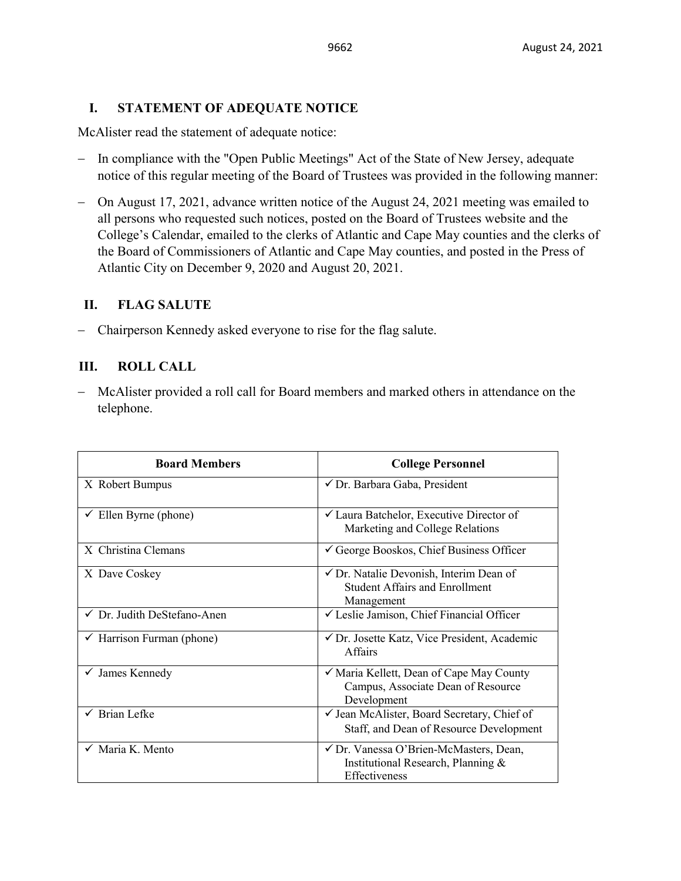## I. STATEMENT OF ADEQUATE NOTICE

McAlister read the statement of adequate notice:

- In compliance with the "Open Public Meetings" Act of the State of New Jersey, adequate notice of this regular meeting of the Board of Trustees was provided in the following manner:
- On August 17, 2021, advance written notice of the August 24, 2021 meeting was emailed to all persons who requested such notices, posted on the Board of Trustees website and the College's Calendar, emailed to the clerks of Atlantic and Cape May counties and the clerks of the Board of Commissioners of Atlantic and Cape May counties, and posted in the Press of Atlantic City on December 9, 2020 and August 20, 2021.

## II. FLAG SALUTE

- Chairperson Kennedy asked everyone to rise for the flag salute.

## III. ROLL CALL

- McAlister provided a roll call for Board members and marked others in attendance on the telephone.

| Board Members | College Personnel |
|---|---|
| X Robert Bumpus | ✓ Dr. Barbara Gaba, President |
| ✓ Ellen Byrne (phone) | ✓ Laura Batchelor, Executive Director of Marketing and College Relations |
| X Christina Clemans | ✓ George Booskos, Chief Business Officer |
| X Dave Coskey | ✓ Dr. Natalie Devonish, Interim Dean of Student Affairs and Enrollment Management |
| ✓ Dr. Judith DeStefano-Anen | ✓ Leslie Jamison, Chief Financial Officer |
| ✓ Harrison Furman (phone) | ✓ Dr. Josette Katz, Vice President, Academic Affairs |
| ✓ James Kennedy | ✓ Maria Kellett, Dean of Cape May County Campus, Associate Dean of Resource Development |
| ✓ Brian Lefke | ✓ Jean McAlister, Board Secretary, Chief of Staff, and Dean of Resource Development |
| ✓ Maria K. Mento | ✓ Dr. Vanessa O'Brien-McMasters, Dean, Institutional Research, Planning & Effectiveness |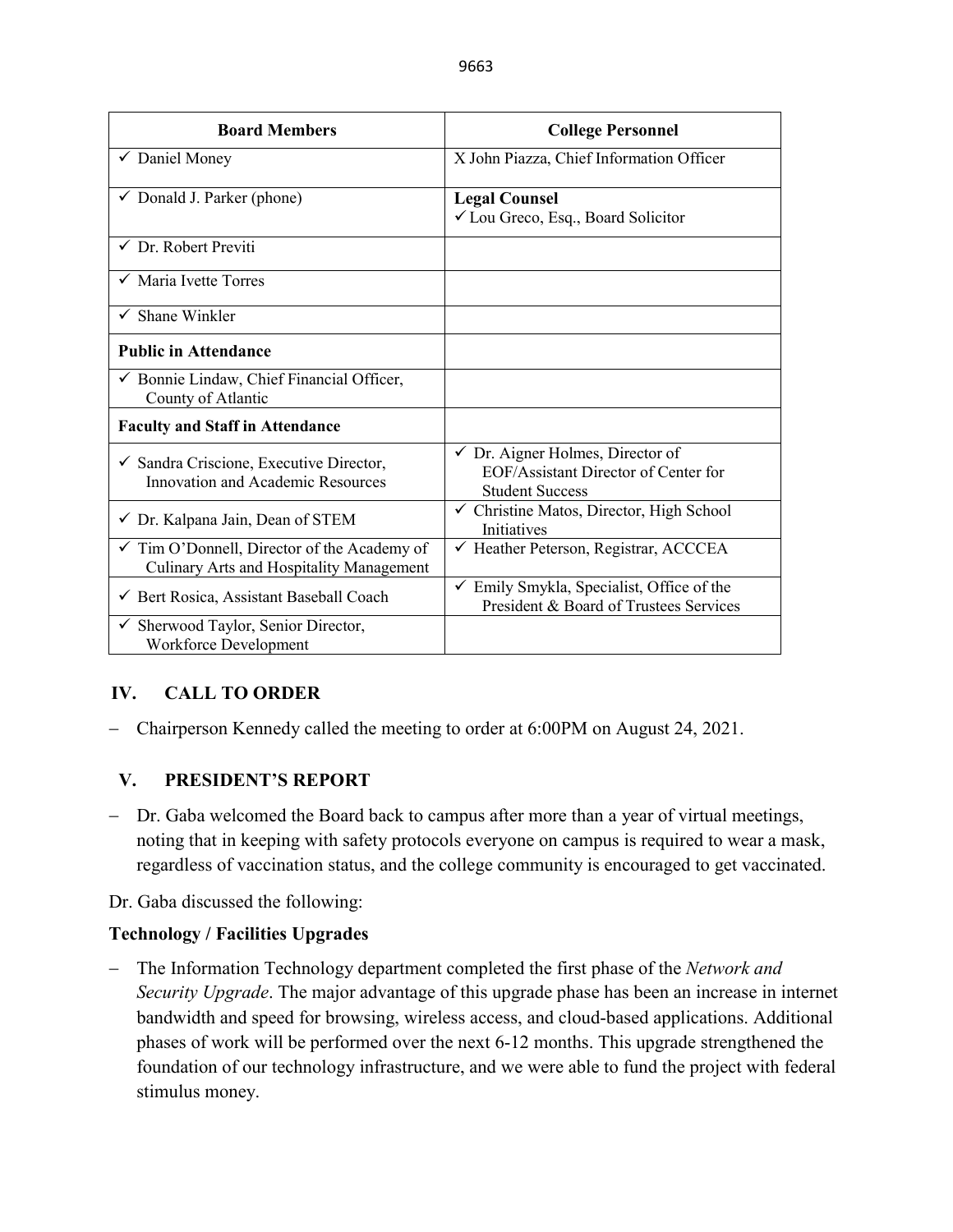| Board Members | College Personnel |
|---|---|
| ✓ Daniel Money | X John Piazza, Chief Information Officer |
| ✓ Donald J. Parker (phone) | **Legal Counsel** ✓ Lou Greco, Esq., Board Solicitor |
| ✓ Dr. Robert Previti | |
| ✓ Maria Ivette Torres | |
| ✓ Shane Winkler | |
| **Public in Attendance** | |
| ✓ Bonnie Lindaw, Chief Financial Officer, County of Atlantic | |
| **Faculty and Staff in Attendance** | |
| ✓ Sandra Criscione, Executive Director, Innovation and Academic Resources | ✓ Dr. Aigner Holmes, Director of EOF/Assistant Director of Center for Student Success |
| ✓ Dr. Kalpana Jain, Dean of STEM | ✓ Christine Matos, Director, High School Initiatives |
| ✓ Tim O'Donnell, Director of the Academy of Culinary Arts and Hospitality Management | ✓ Heather Peterson, Registrar, ACCCEA |
| ✓ Bert Rosica, Assistant Baseball Coach | ✓ Emily Smykla, Specialist, Office of the President & Board of Trustees Services |
| ✓ Sherwood Taylor, Senior Director, Workforce Development | |

## IV. CALL TO ORDER

– Chairperson Kennedy called the meeting to order at 6:00PM on August 24, 2021.

## V. PRESIDENT'S REPORT

– Dr. Gaba welcomed the Board back to campus after more than a year of virtual meetings, noting that in keeping with safety protocols everyone on campus is required to wear a mask, regardless of vaccination status, and the college community is encouraged to get vaccinated.

Dr. Gaba discussed the following:

**Technology / Facilities Upgrades**

– The Information Technology department completed the first phase of the *Network and Security Upgrade*. The major advantage of this upgrade phase has been an increase in internet bandwidth and speed for browsing, wireless access, and cloud-based applications. Additional phases of work will be performed over the next 6-12 months. This upgrade strengthened the foundation of our technology infrastructure, and we were able to fund the project with federal stimulus money.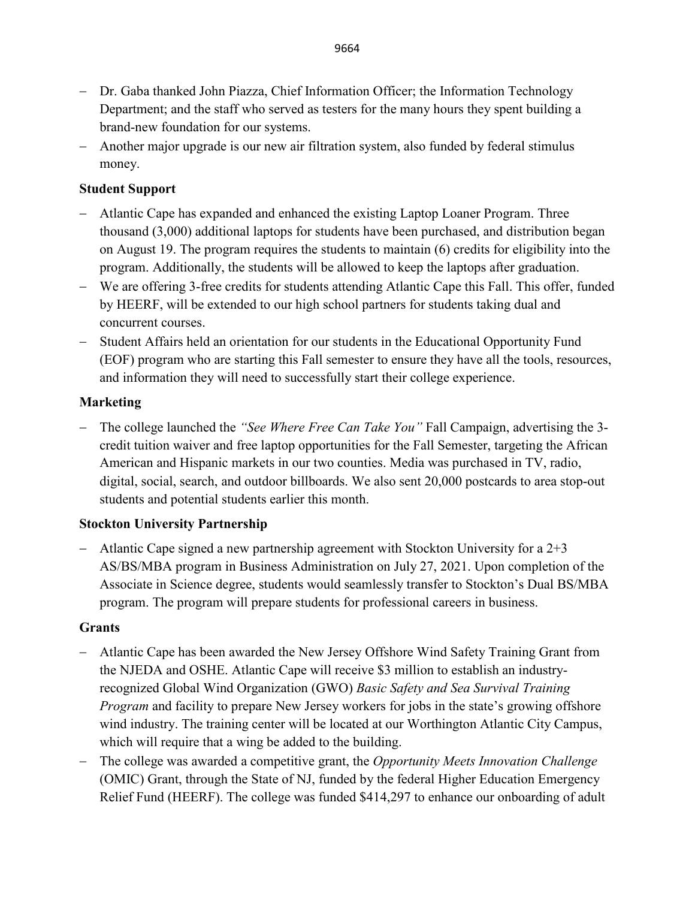- Dr. Gaba thanked John Piazza, Chief Information Officer; the Information Technology Department; and the staff who served as testers for the many hours they spent building a brand-new foundation for our systems.
- Another major upgrade is our new air filtration system, also funded by federal stimulus money.

**Student Support**

- Atlantic Cape has expanded and enhanced the existing Laptop Loaner Program. Three thousand (3,000) additional laptops for students have been purchased, and distribution began on August 19. The program requires the students to maintain (6) credits for eligibility into the program. Additionally, the students will be allowed to keep the laptops after graduation.
- We are offering 3-free credits for students attending Atlantic Cape this Fall. This offer, funded by HEERF, will be extended to our high school partners for students taking dual and concurrent courses.
- Student Affairs held an orientation for our students in the Educational Opportunity Fund (EOF) program who are starting this Fall semester to ensure they have all the tools, resources, and information they will need to successfully start their college experience.

**Marketing**

- The college launched the *"See Where Free Can Take You"* Fall Campaign, advertising the 3-credit tuition waiver and free laptop opportunities for the Fall Semester, targeting the African American and Hispanic markets in our two counties. Media was purchased in TV, radio, digital, social, search, and outdoor billboards. We also sent 20,000 postcards to area stop-out students and potential students earlier this month.

**Stockton University Partnership**

- Atlantic Cape signed a new partnership agreement with Stockton University for a 2+3 AS/BS/MBA program in Business Administration on July 27, 2021. Upon completion of the Associate in Science degree, students would seamlessly transfer to Stockton's Dual BS/MBA program. The program will prepare students for professional careers in business.

**Grants**

- Atlantic Cape has been awarded the New Jersey Offshore Wind Safety Training Grant from the NJEDA and OSHE. Atlantic Cape will receive $3 million to establish an industry-recognized Global Wind Organization (GWO) *Basic Safety and Sea Survival Training Program* and facility to prepare New Jersey workers for jobs in the state's growing offshore wind industry. The training center will be located at our Worthington Atlantic City Campus, which will require that a wing be added to the building.
- The college was awarded a competitive grant, the *Opportunity Meets Innovation Challenge* (OMIC) Grant, through the State of NJ, funded by the federal Higher Education Emergency Relief Fund (HEERF). The college was funded $414,297 to enhance our onboarding of adult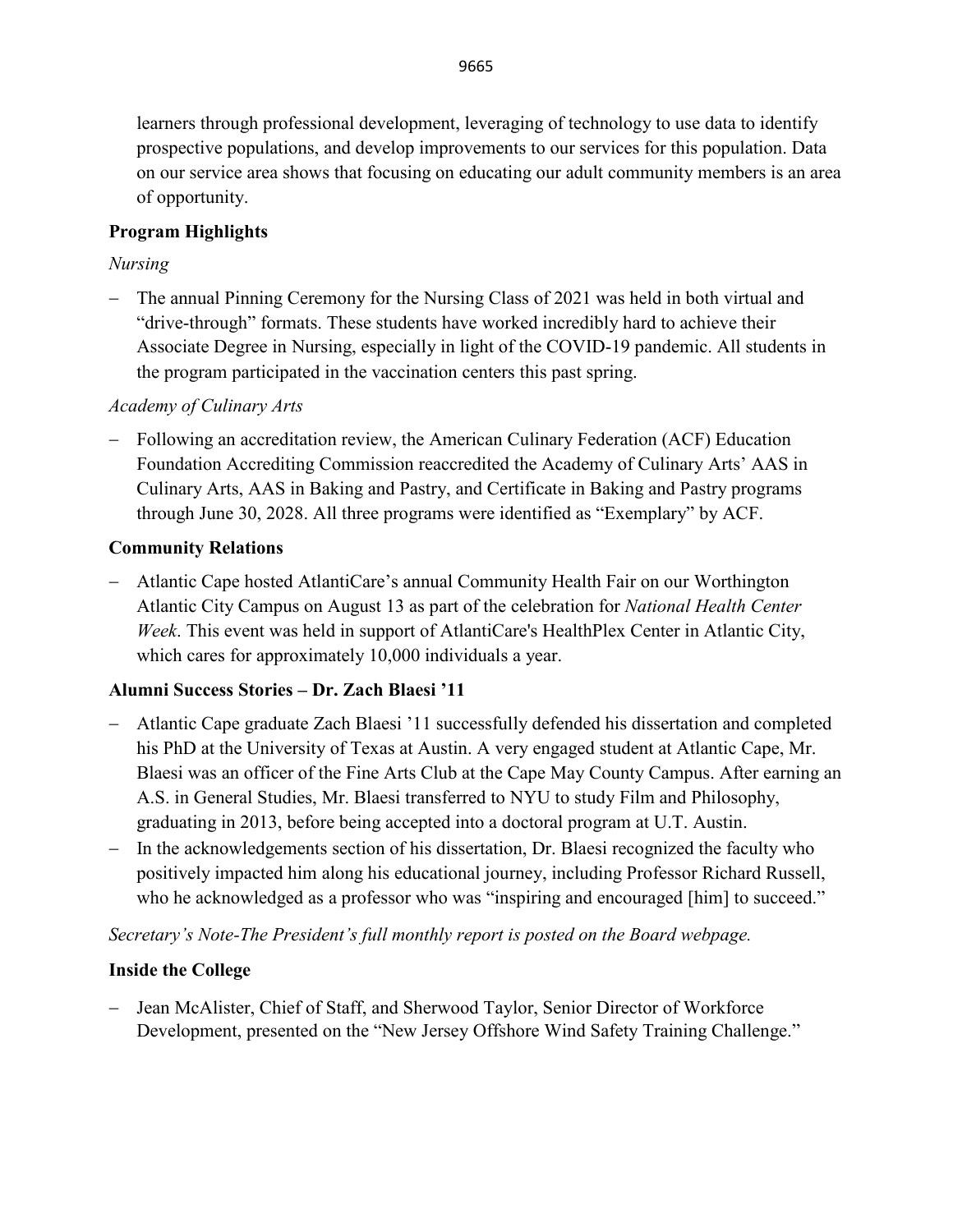learners through professional development, leveraging of technology to use data to identify prospective populations, and develop improvements to our services for this population. Data on our service area shows that focusing on educating our adult community members is an area of opportunity.

**Program Highlights**

*Nursing*

- The annual Pinning Ceremony for the Nursing Class of 2021 was held in both virtual and "drive-through" formats. These students have worked incredibly hard to achieve their Associate Degree in Nursing, especially in light of the COVID-19 pandemic. All students in the program participated in the vaccination centers this past spring.

*Academy of Culinary Arts*

- Following an accreditation review, the American Culinary Federation (ACF) Education Foundation Accrediting Commission reaccredited the Academy of Culinary Arts' AAS in Culinary Arts, AAS in Baking and Pastry, and Certificate in Baking and Pastry programs through June 30, 2028. All three programs were identified as "Exemplary" by ACF.

**Community Relations**

- Atlantic Cape hosted AtlantiCare's annual Community Health Fair on our Worthington Atlantic City Campus on August 13 as part of the celebration for *National Health Center Week*. This event was held in support of AtlantiCare's HealthPlex Center in Atlantic City, which cares for approximately 10,000 individuals a year.

**Alumni Success Stories – Dr. Zach Blaesi '11**

- Atlantic Cape graduate Zach Blaesi '11 successfully defended his dissertation and completed his PhD at the University of Texas at Austin. A very engaged student at Atlantic Cape, Mr. Blaesi was an officer of the Fine Arts Club at the Cape May County Campus. After earning an A.S. in General Studies, Mr. Blaesi transferred to NYU to study Film and Philosophy, graduating in 2013, before being accepted into a doctoral program at U.T. Austin.
- In the acknowledgements section of his dissertation, Dr. Blaesi recognized the faculty who positively impacted him along his educational journey, including Professor Richard Russell, who he acknowledged as a professor who was "inspiring and encouraged [him] to succeed."

*Secretary's Note-The President's full monthly report is posted on the Board webpage.*

**Inside the College**

- Jean McAlister, Chief of Staff, and Sherwood Taylor, Senior Director of Workforce Development, presented on the "New Jersey Offshore Wind Safety Training Challenge."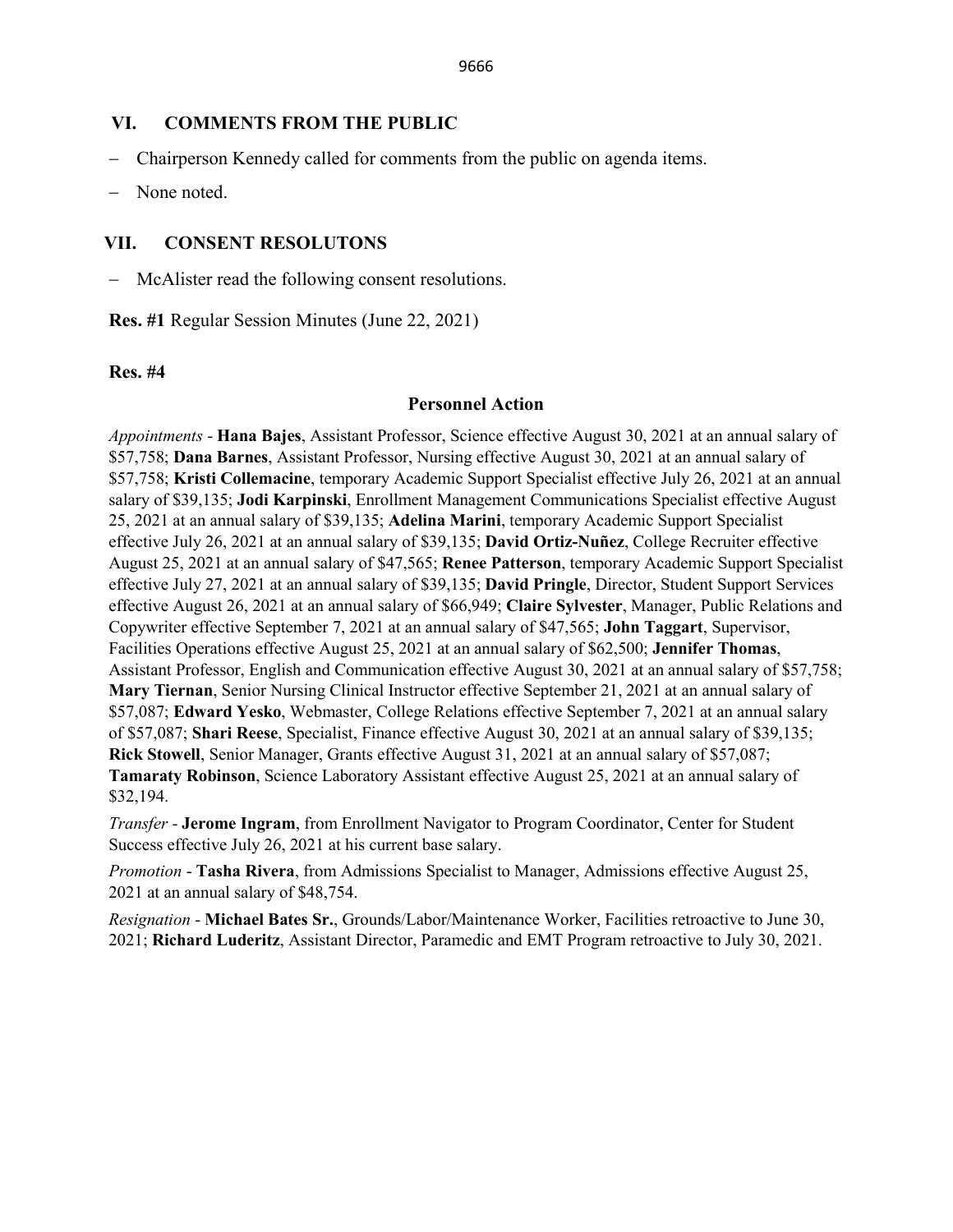## VI. COMMENTS FROM THE PUBLIC

- Chairperson Kennedy called for comments from the public on agenda items.
- None noted.

## VII. CONSENT RESOLUTONS

- McAlister read the following consent resolutions.

**Res. #1** Regular Session Minutes (June 22, 2021)

**Res. #4**

### Personnel Action

*Appointments* - **Hana Bajes**, Assistant Professor, Science effective August 30, 2021 at an annual salary of $57,758; **Dana Barnes**, Assistant Professor, Nursing effective August 30, 2021 at an annual salary of $57,758; **Kristi Collemacine**, temporary Academic Support Specialist effective July 26, 2021 at an annual salary of $39,135; **Jodi Karpinski**, Enrollment Management Communications Specialist effective August 25, 2021 at an annual salary of $39,135; **Adelina Marini**, temporary Academic Support Specialist effective July 26, 2021 at an annual salary of $39,135; **David Ortiz-Nuñez**, College Recruiter effective August 25, 2021 at an annual salary of $47,565; **Renee Patterson**, temporary Academic Support Specialist effective July 27, 2021 at an annual salary of $39,135; **David Pringle**, Director, Student Support Services effective August 26, 2021 at an annual salary of $66,949; **Claire Sylvester**, Manager, Public Relations and Copywriter effective September 7, 2021 at an annual salary of $47,565; **John Taggart**, Supervisor, Facilities Operations effective August 25, 2021 at an annual salary of $62,500; **Jennifer Thomas**, Assistant Professor, English and Communication effective August 30, 2021 at an annual salary of $57,758; **Mary Tiernan**, Senior Nursing Clinical Instructor effective September 21, 2021 at an annual salary of $57,087; **Edward Yesko**, Webmaster, College Relations effective September 7, 2021 at an annual salary of $57,087; **Shari Reese**, Specialist, Finance effective August 30, 2021 at an annual salary of $39,135; **Rick Stowell**, Senior Manager, Grants effective August 31, 2021 at an annual salary of $57,087; **Tamaraty Robinson**, Science Laboratory Assistant effective August 25, 2021 at an annual salary of $32,194.

*Transfer* - **Jerome Ingram**, from Enrollment Navigator to Program Coordinator, Center for Student Success effective July 26, 2021 at his current base salary.

*Promotion* - **Tasha Rivera**, from Admissions Specialist to Manager, Admissions effective August 25, 2021 at an annual salary of $48,754.

*Resignation* - **Michael Bates Sr.**, Grounds/Labor/Maintenance Worker, Facilities retroactive to June 30, 2021; **Richard Luderitz**, Assistant Director, Paramedic and EMT Program retroactive to July 30, 2021.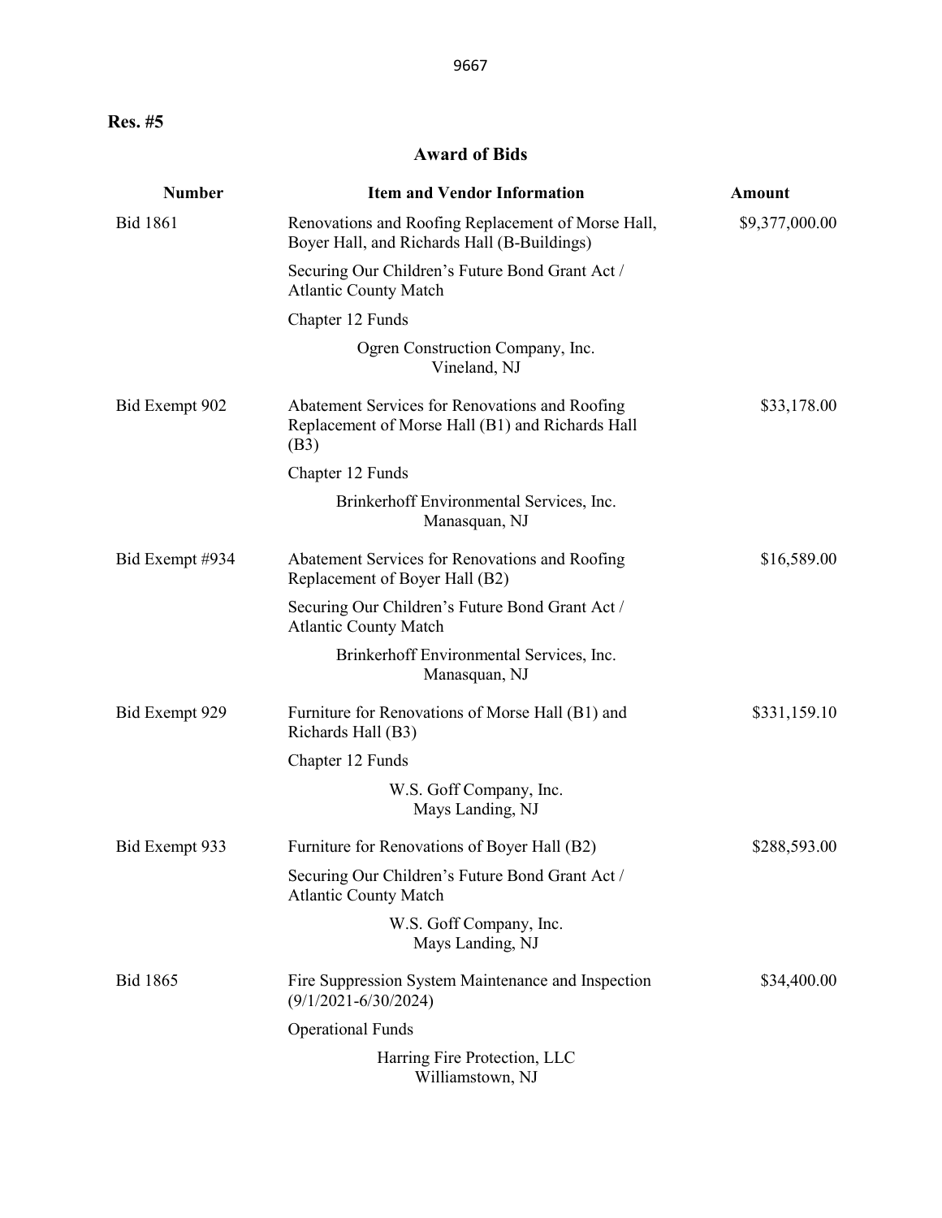**Res. #5**

## Award of Bids

| Number | Item and Vendor Information | Amount |
|---|---|---|
| Bid 1861 | Renovations and Roofing Replacement of Morse Hall, Boyer Hall, and Richards Hall (B-Buildings)<br><br>Securing Our Children's Future Bond Grant Act / Atlantic County Match<br><br>Chapter 12 Funds<br><br>Ogren Construction Company, Inc.<br>Vineland, NJ | $9,377,000.00 |
| Bid Exempt 902 | Abatement Services for Renovations and Roofing Replacement of Morse Hall (B1) and Richards Hall (B3)<br><br>Chapter 12 Funds<br><br>Brinkerhoff Environmental Services, Inc.<br>Manasquan, NJ | $33,178.00 |
| Bid Exempt #934 | Abatement Services for Renovations and Roofing Replacement of Boyer Hall (B2)<br><br>Securing Our Children's Future Bond Grant Act / Atlantic County Match<br><br>Brinkerhoff Environmental Services, Inc.<br>Manasquan, NJ | $16,589.00 |
| Bid Exempt 929 | Furniture for Renovations of Morse Hall (B1) and Richards Hall (B3)<br><br>Chapter 12 Funds<br><br>W.S. Goff Company, Inc.<br>Mays Landing, NJ | $331,159.10 |
| Bid Exempt 933 | Furniture for Renovations of Boyer Hall (B2)<br><br>Securing Our Children's Future Bond Grant Act / Atlantic County Match<br><br>W.S. Goff Company, Inc.<br>Mays Landing, NJ | $288,593.00 |
| Bid 1865 | Fire Suppression System Maintenance and Inspection (9/1/2021-6/30/2024)<br><br>Operational Funds<br><br>Harring Fire Protection, LLC<br>Williamstown, NJ | $34,400.00 |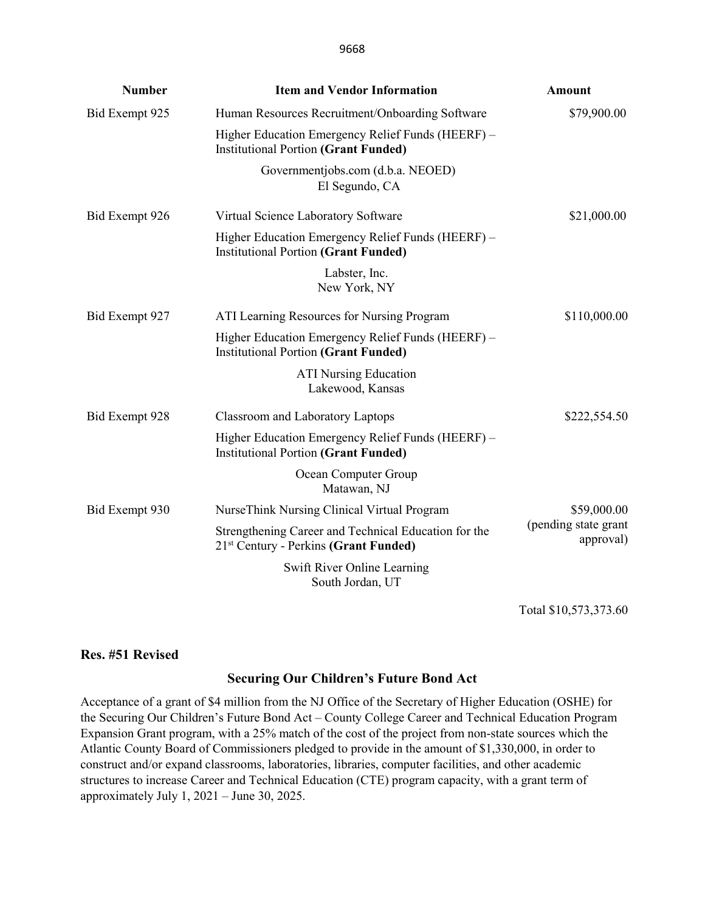| Number | Item and Vendor Information | Amount |
| --- | --- | --- |
| Bid Exempt 925 | Human Resources Recruitment/Onboarding Software<br><br>Higher Education Emergency Relief Funds (HEERF) – Institutional Portion **(Grant Funded)**<br><br>Governmentjobs.com (d.b.a. NEOED)<br>El Segundo, CA | $79,900.00 |
| Bid Exempt 926 | Virtual Science Laboratory Software<br><br>Higher Education Emergency Relief Funds (HEERF) – Institutional Portion **(Grant Funded)**<br><br>Labster, Inc.<br>New York, NY | $21,000.00 |
| Bid Exempt 927 | ATI Learning Resources for Nursing Program<br><br>Higher Education Emergency Relief Funds (HEERF) – Institutional Portion **(Grant Funded)**<br><br>ATI Nursing Education<br>Lakewood, Kansas | $110,000.00 |
| Bid Exempt 928 | Classroom and Laboratory Laptops<br><br>Higher Education Emergency Relief Funds (HEERF) – Institutional Portion **(Grant Funded)**<br><br>Ocean Computer Group<br>Matawan, NJ | $222,554.50 |
| Bid Exempt 930 | NurseThink Nursing Clinical Virtual Program<br><br>Strengthening Career and Technical Education for the 21st Century - Perkins **(Grant Funded)**<br><br>Swift River Online Learning<br>South Jordan, UT | $59,000.00<br>(pending state grant approval) |
| | | Total $10,573,373.60 |

**Res. #51 Revised**

### Securing Our Children's Future Bond Act

Acceptance of a grant of $4 million from the NJ Office of the Secretary of Higher Education (OSHE) for the Securing Our Children's Future Bond Act – County College Career and Technical Education Program Expansion Grant program, with a 25% match of the cost of the project from non-state sources which the Atlantic County Board of Commissioners pledged to provide in the amount of $1,330,000, in order to construct and/or expand classrooms, laboratories, libraries, computer facilities, and other academic structures to increase Career and Technical Education (CTE) program capacity, with a grant term of approximately July 1, 2021 – June 30, 2025.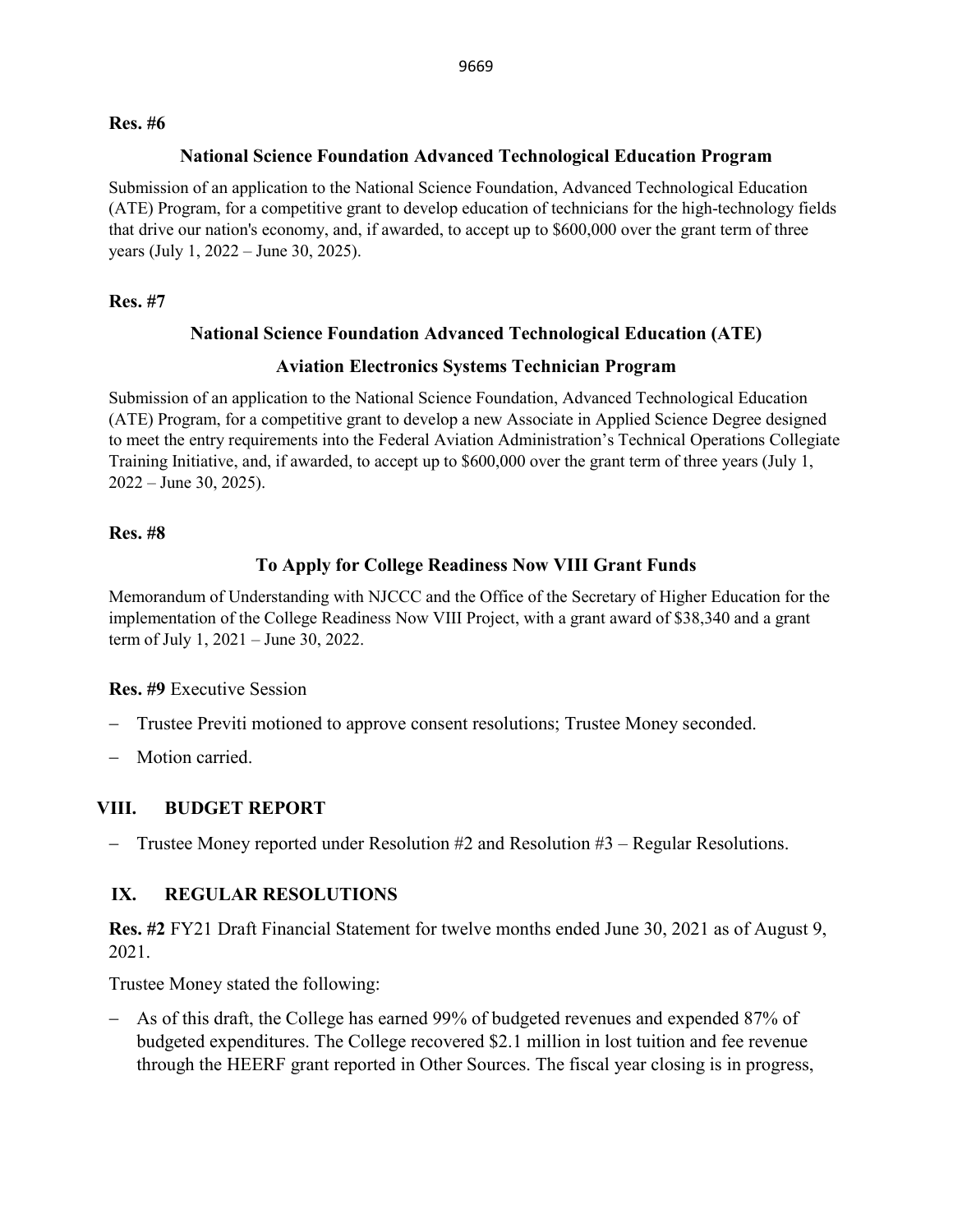**Res. #6**

**National Science Foundation Advanced Technological Education Program**

Submission of an application to the National Science Foundation, Advanced Technological Education (ATE) Program, for a competitive grant to develop education of technicians for the high-technology fields that drive our nation's economy, and, if awarded, to accept up to $600,000 over the grant term of three years (July 1, 2022 – June 30, 2025).

**Res. #7**

**National Science Foundation Advanced Technological Education (ATE)**

**Aviation Electronics Systems Technician Program**

Submission of an application to the National Science Foundation, Advanced Technological Education (ATE) Program, for a competitive grant to develop a new Associate in Applied Science Degree designed to meet the entry requirements into the Federal Aviation Administration's Technical Operations Collegiate Training Initiative, and, if awarded, to accept up to $600,000 over the grant term of three years (July 1, 2022 – June 30, 2025).

**Res. #8**

**To Apply for College Readiness Now VIII Grant Funds**

Memorandum of Understanding with NJCCC and the Office of the Secretary of Higher Education for the implementation of the College Readiness Now VIII Project, with a grant award of $38,340 and a grant term of July 1, 2021 – June 30, 2022.

**Res. #9** Executive Session

- Trustee Previti motioned to approve consent resolutions; Trustee Money seconded.
- Motion carried.

## VIII. BUDGET REPORT

- Trustee Money reported under Resolution #2 and Resolution #3 – Regular Resolutions.

## IX. REGULAR RESOLUTIONS

**Res. #2** FY21 Draft Financial Statement for twelve months ended June 30, 2021 as of August 9, 2021.

Trustee Money stated the following:

- As of this draft, the College has earned 99% of budgeted revenues and expended 87% of budgeted expenditures. The College recovered $2.1 million in lost tuition and fee revenue through the HEERF grant reported in Other Sources. The fiscal year closing is in progress,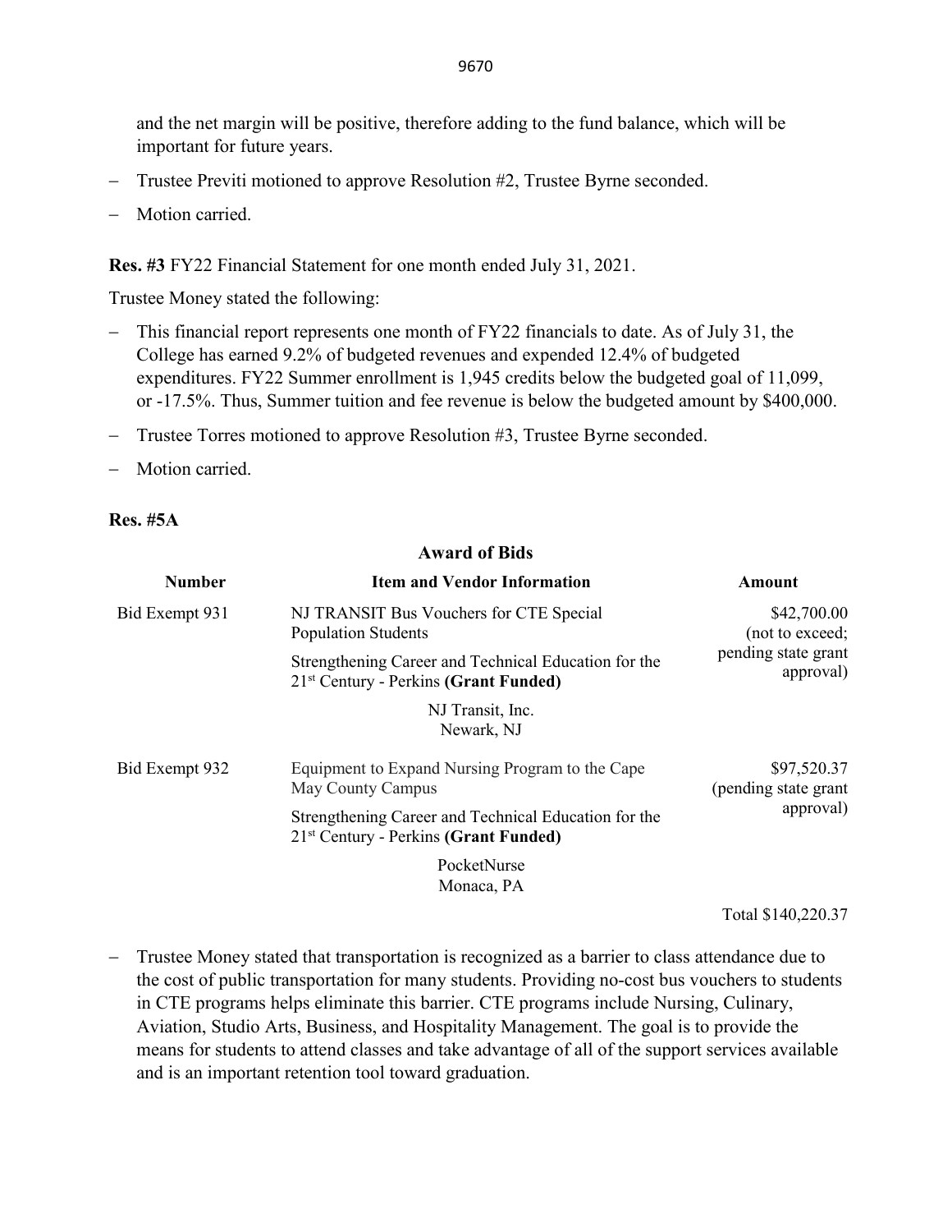and the net margin will be positive, therefore adding to the fund balance, which will be important for future years.

- Trustee Previti motioned to approve Resolution #2, Trustee Byrne seconded.
- Motion carried.

**Res. #3** FY22 Financial Statement for one month ended July 31, 2021.

Trustee Money stated the following:

- This financial report represents one month of FY22 financials to date. As of July 31, the College has earned 9.2% of budgeted revenues and expended 12.4% of budgeted expenditures. FY22 Summer enrollment is 1,945 credits below the budgeted goal of 11,099, or -17.5%. Thus, Summer tuition and fee revenue is below the budgeted amount by $400,000.
- Trustee Torres motioned to approve Resolution #3, Trustee Byrne seconded.
- Motion carried.

**Res. #5A**

**Award of Bids**

| Number | Item and Vendor Information | Amount |
|---|---|---|
| Bid Exempt 931 | NJ TRANSIT Bus Vouchers for CTE Special Population Students<br><br>Strengthening Career and Technical Education for the 21st Century - Perkins **(Grant Funded)**<br><br>NJ Transit, Inc.<br>Newark, NJ | $42,700.00 (not to exceed; pending state grant approval) |
| Bid Exempt 932 | Equipment to Expand Nursing Program to the Cape May County Campus<br><br>Strengthening Career and Technical Education for the 21st Century - Perkins **(Grant Funded)**<br><br>PocketNurse<br>Monaca, PA | $97,520.37 (pending state grant approval) |
| | | Total $140,220.37 |

- Trustee Money stated that transportation is recognized as a barrier to class attendance due to the cost of public transportation for many students. Providing no-cost bus vouchers to students in CTE programs helps eliminate this barrier. CTE programs include Nursing, Culinary, Aviation, Studio Arts, Business, and Hospitality Management. The goal is to provide the means for students to attend classes and take advantage of all of the support services available and is an important retention tool toward graduation.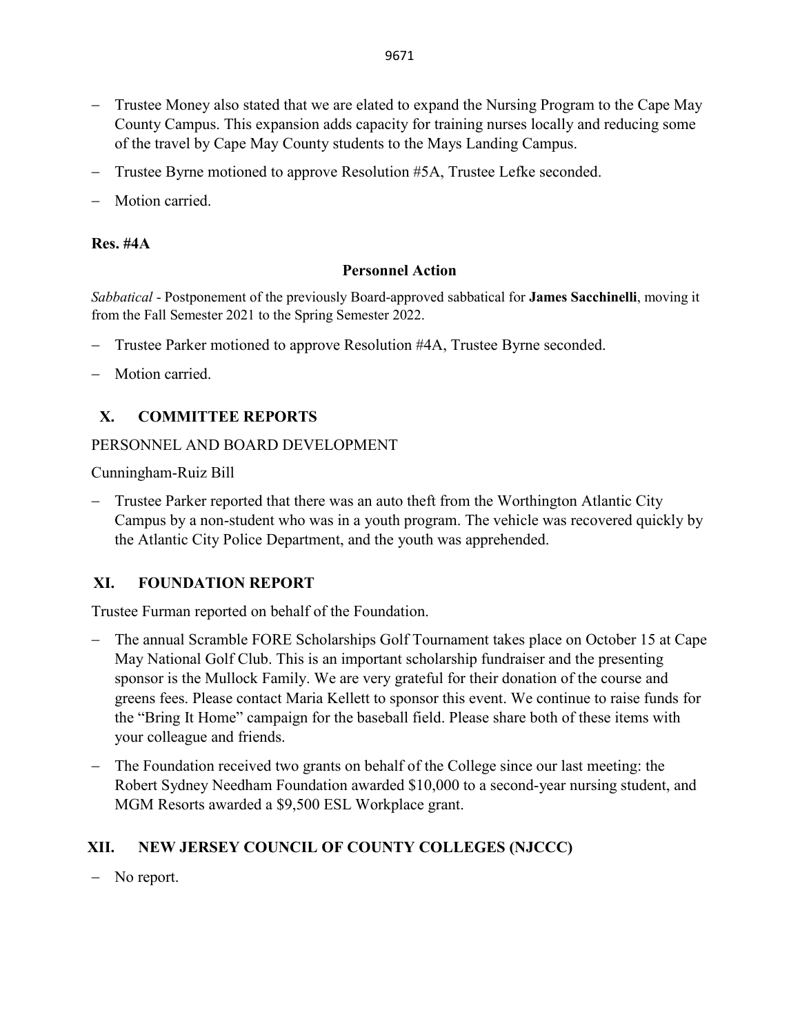- Trustee Money also stated that we are elated to expand the Nursing Program to the Cape May County Campus. This expansion adds capacity for training nurses locally and reducing some of the travel by Cape May County students to the Mays Landing Campus.
- Trustee Byrne motioned to approve Resolution #5A, Trustee Lefke seconded.
- Motion carried.

**Res. #4A**

**Personnel Action**

*Sabbatical* - Postponement of the previously Board-approved sabbatical for **James Sacchinelli**, moving it from the Fall Semester 2021 to the Spring Semester 2022.

- Trustee Parker motioned to approve Resolution #4A, Trustee Byrne seconded.
- Motion carried.

## X. COMMITTEE REPORTS

PERSONNEL AND BOARD DEVELOPMENT

Cunningham-Ruiz Bill

- Trustee Parker reported that there was an auto theft from the Worthington Atlantic City Campus by a non-student who was in a youth program. The vehicle was recovered quickly by the Atlantic City Police Department, and the youth was apprehended.

## XI. FOUNDATION REPORT

Trustee Furman reported on behalf of the Foundation.

- The annual Scramble FORE Scholarships Golf Tournament takes place on October 15 at Cape May National Golf Club. This is an important scholarship fundraiser and the presenting sponsor is the Mullock Family. We are very grateful for their donation of the course and greens fees. Please contact Maria Kellett to sponsor this event. We continue to raise funds for the "Bring It Home" campaign for the baseball field. Please share both of these items with your colleague and friends.
- The Foundation received two grants on behalf of the College since our last meeting: the Robert Sydney Needham Foundation awarded $10,000 to a second-year nursing student, and MGM Resorts awarded a $9,500 ESL Workplace grant.

## XII. NEW JERSEY COUNCIL OF COUNTY COLLEGES (NJCCC)

- No report.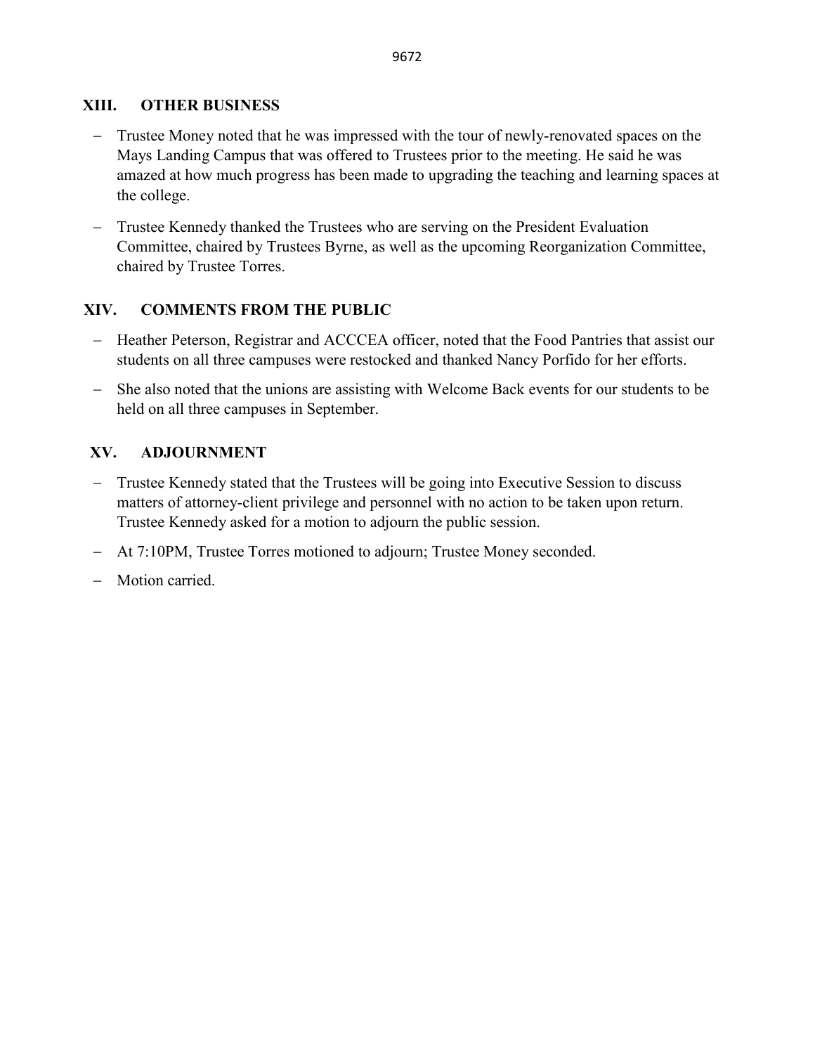## XIII. OTHER BUSINESS

- Trustee Money noted that he was impressed with the tour of newly-renovated spaces on the Mays Landing Campus that was offered to Trustees prior to the meeting. He said he was amazed at how much progress has been made to upgrading the teaching and learning spaces at the college.
- Trustee Kennedy thanked the Trustees who are serving on the President Evaluation Committee, chaired by Trustees Byrne, as well as the upcoming Reorganization Committee, chaired by Trustee Torres.

## XIV. COMMENTS FROM THE PUBLIC

- Heather Peterson, Registrar and ACCCEA officer, noted that the Food Pantries that assist our students on all three campuses were restocked and thanked Nancy Porfido for her efforts.
- She also noted that the unions are assisting with Welcome Back events for our students to be held on all three campuses in September.

## XV. ADJOURNMENT

- Trustee Kennedy stated that the Trustees will be going into Executive Session to discuss matters of attorney-client privilege and personnel with no action to be taken upon return. Trustee Kennedy asked for a motion to adjourn the public session.
- At 7:10PM, Trustee Torres motioned to adjourn; Trustee Money seconded.
- Motion carried.